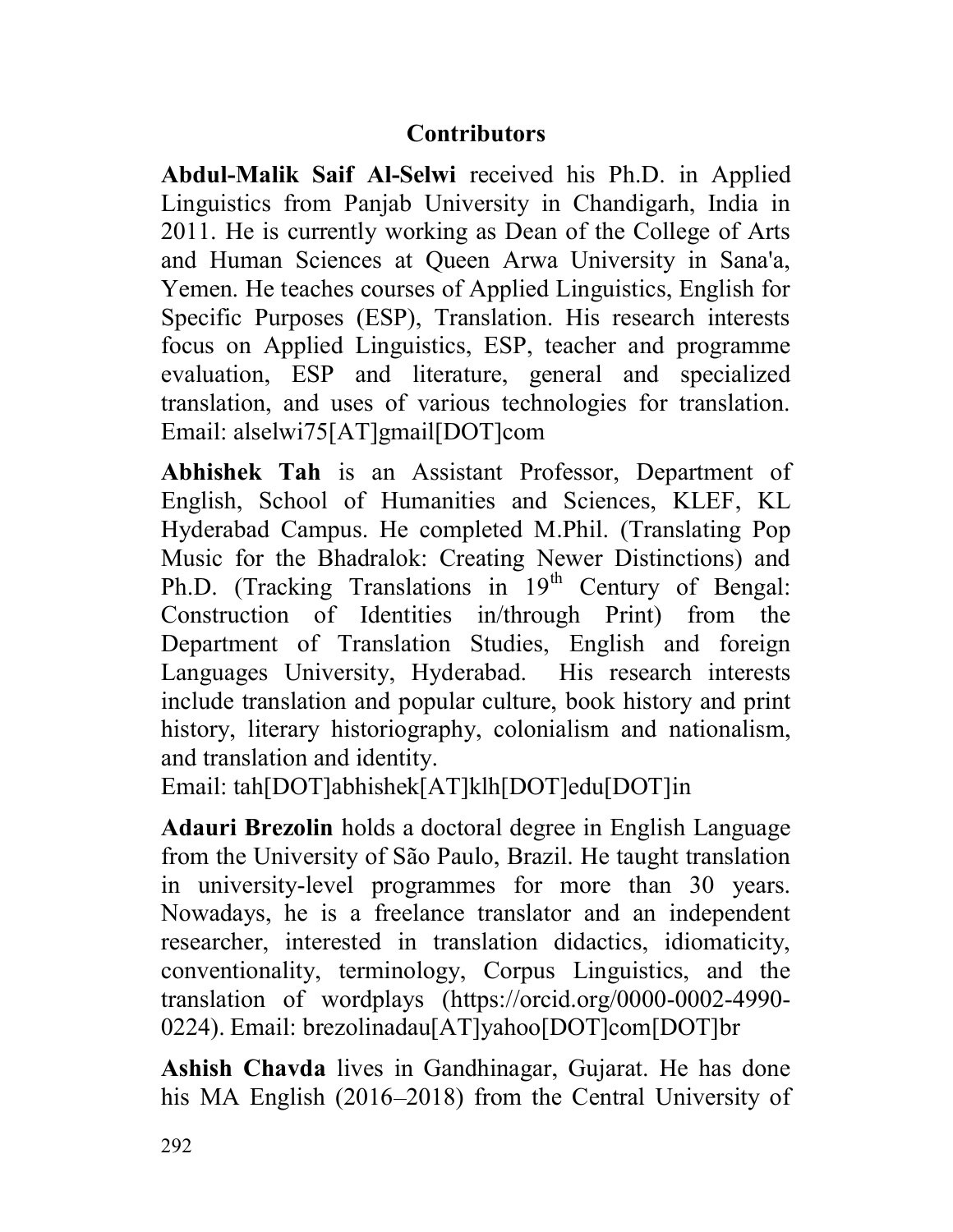# Contributors

**Abdul-Malik Saif Al-Selwi** received his Ph.D. in Applied Linguistics from Panjab University in Chandigarh, India in 2011. He is currently working as Dean of the College of Arts and Human Sciences at Queen Arwa University in Sana'a, Yemen. He teaches courses of Applied Linguistics, English for Specific Purposes (ESP), Translation. His research interests focus on Applied Linguistics, ESP, teacher and programme evaluation, ESP and literature, general and specialized translation, and uses of various technologies for translation. Email: alselwi75[AT]gmail[DOT]com

**Abhishek Tah** is an Assistant Professor, Department of English, School of Humanities and Sciences, KLEF, KL Hyderabad Campus. He completed M.Phil. (Translating Pop Music for the Bhadralok: Creating Newer Distinctions) and Ph.D. (Tracking Translations in 19th Century of Bengal: Construction of Identities in/through Print) from the Department of Translation Studies, English and foreign Languages University, Hyderabad. His research interests include translation and popular culture, book history and print history, literary historiography, colonialism and nationalism, and translation and identity.
Email: tah[DOT]abhishek[AT]klh[DOT]edu[DOT]in

**Adauri Brezolin** holds a doctoral degree in English Language from the University of São Paulo, Brazil. He taught translation in university-level programmes for more than 30 years. Nowadays, he is a freelance translator and an independent researcher, interested in translation didactics, idiomaticity, conventionality, terminology, Corpus Linguistics, and the translation of wordplays (https://orcid.org/0000-0002-4990-0224). Email: brezolinadau[AT]yahoo[DOT]com[DOT]br

**Ashish Chavda** lives in Gandhinagar, Gujarat. He has done his MA English (2016–2018) from the Central University of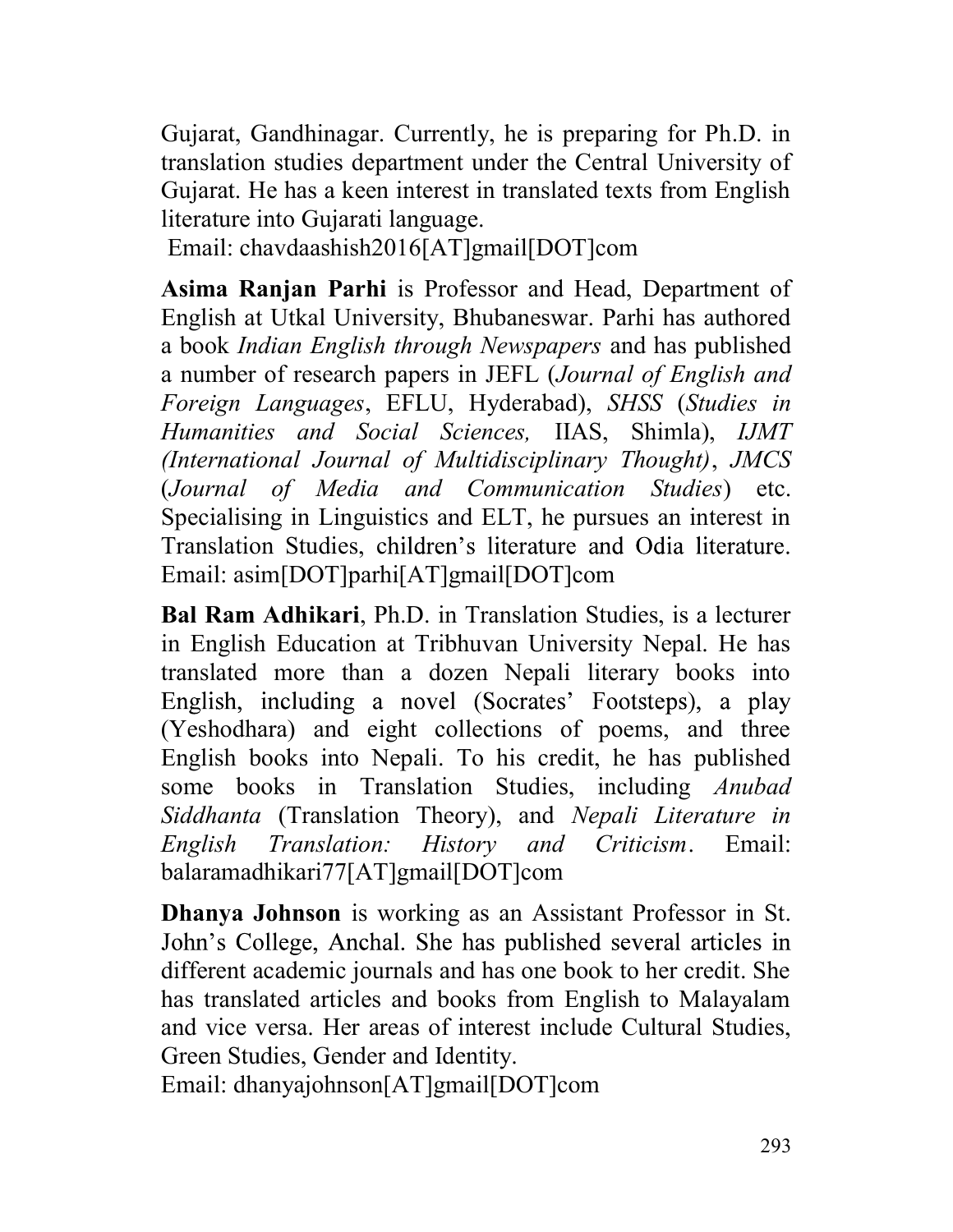Gujarat, Gandhinagar. Currently, he is preparing for Ph.D. in translation studies department under the Central University of Gujarat. He has a keen interest in translated texts from English literature into Gujarati language.
Email: chavdaashish2016[AT]gmail[DOT]com

**Asima Ranjan Parhi** is Professor and Head, Department of English at Utkal University, Bhubaneswar. Parhi has authored a book *Indian English through Newspapers* and has published a number of research papers in JEFL (*Journal of English and Foreign Languages*, EFLU, Hyderabad), *SHSS* (*Studies in Humanities and Social Sciences,* IIAS, Shimla), *IJMT (International Journal of Multidisciplinary Thought)*, *JMCS* (*Journal of Media and Communication Studies*) etc. Specialising in Linguistics and ELT, he pursues an interest in Translation Studies, children's literature and Odia literature. Email: asim[DOT]parhi[AT]gmail[DOT]com

**Bal Ram Adhikari**, Ph.D. in Translation Studies, is a lecturer in English Education at Tribhuvan University Nepal. He has translated more than a dozen Nepali literary books into English, including a novel (Socrates' Footsteps), a play (Yeshodhara) and eight collections of poems, and three English books into Nepali. To his credit, he has published some books in Translation Studies, including *Anubad Siddhanta* (Translation Theory), and *Nepali Literature in English Translation: History and Criticism*. Email: balaramadhikari77[AT]gmail[DOT]com

**Dhanya Johnson** is working as an Assistant Professor in St. John's College, Anchal. She has published several articles in different academic journals and has one book to her credit. She has translated articles and books from English to Malayalam and vice versa. Her areas of interest include Cultural Studies, Green Studies, Gender and Identity.
Email: dhanyajohnson[AT]gmail[DOT]com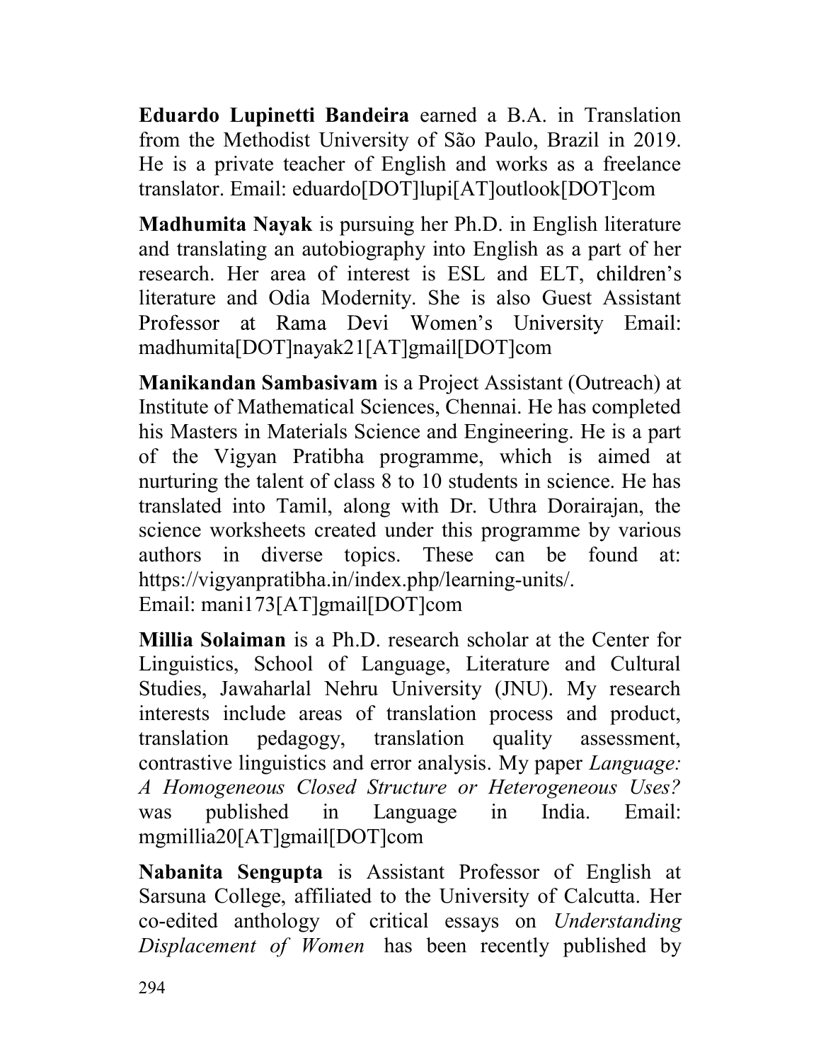**Eduardo Lupinetti Bandeira** earned a B.A. in Translation from the Methodist University of São Paulo, Brazil in 2019. He is a private teacher of English and works as a freelance translator. Email: eduardo[DOT]lupi[AT]outlook[DOT]com

**Madhumita Nayak** is pursuing her Ph.D. in English literature and translating an autobiography into English as a part of her research. Her area of interest is ESL and ELT, children's literature and Odia Modernity. She is also Guest Assistant Professor at Rama Devi Women's University Email: madhumita[DOT]nayak21[AT]gmail[DOT]com

**Manikandan Sambasivam** is a Project Assistant (Outreach) at Institute of Mathematical Sciences, Chennai. He has completed his Masters in Materials Science and Engineering. He is a part of the Vigyan Pratibha programme, which is aimed at nurturing the talent of class 8 to 10 students in science. He has translated into Tamil, along with Dr. Uthra Dorairajan, the science worksheets created under this programme by various authors in diverse topics. These can be found at: https://vigyanpratibha.in/index.php/learning-units/.
Email: mani173[AT]gmail[DOT]com

**Millia Solaiman** is a Ph.D. research scholar at the Center for Linguistics, School of Language, Literature and Cultural Studies, Jawaharlal Nehru University (JNU). My research interests include areas of translation process and product, translation pedagogy, translation quality assessment, contrastive linguistics and error analysis. My paper *Language: A Homogeneous Closed Structure or Heterogeneous Uses?* was published in Language in India. Email: mgmillia20[AT]gmail[DOT]com

**Nabanita Sengupta** is Assistant Professor of English at Sarsuna College, affiliated to the University of Calcutta. Her co-edited anthology of critical essays on *Understanding Displacement of Women* has been recently published by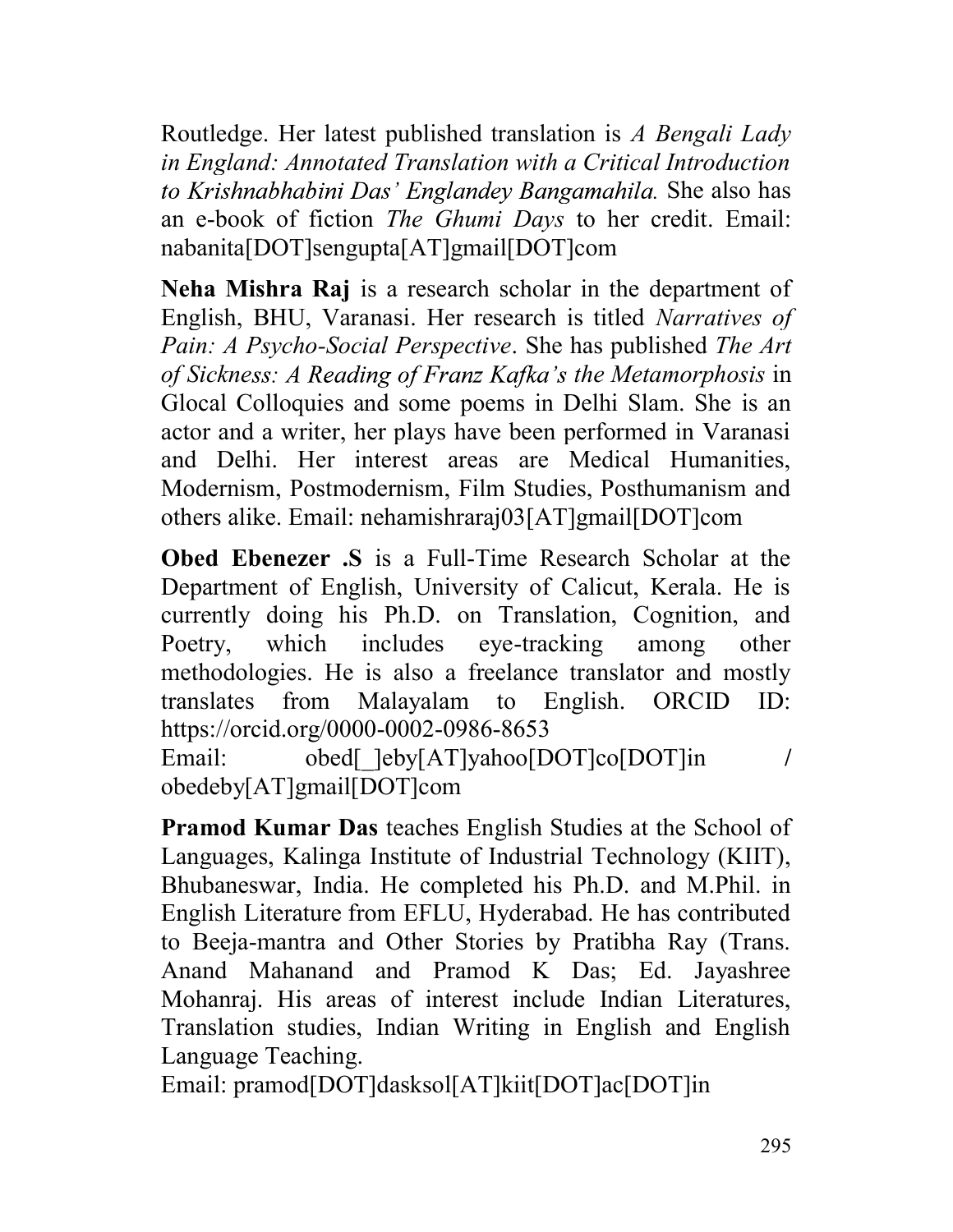Routledge. Her latest published translation is *A Bengali Lady in England: Annotated Translation with a Critical Introduction to Krishnabhabini Das' Englandey Bangamahila.* She also has an e-book of fiction *The Ghumi Days* to her credit. Email: nabanita[DOT]sengupta[AT]gmail[DOT]com

**Neha Mishra Raj** is a research scholar in the department of English, BHU, Varanasi. Her research is titled *Narratives of Pain: A Psycho-Social Perspective*. She has published *The Art of Sickness: A Reading of Franz Kafka's the Metamorphosis* in Glocal Colloquies and some poems in Delhi Slam. She is an actor and a writer, her plays have been performed in Varanasi and Delhi. Her interest areas are Medical Humanities, Modernism, Postmodernism, Film Studies, Posthumanism and others alike. Email: nehamishraraj03[AT]gmail[DOT]com

**Obed Ebenezer .S** is a Full-Time Research Scholar at the Department of English, University of Calicut, Kerala. He is currently doing his Ph.D. on Translation, Cognition, and Poetry, which includes eye-tracking among other methodologies. He is also a freelance translator and mostly translates from Malayalam to English. ORCID ID: https://orcid.org/0000-0002-0986-8653
Email: obed[_]eby[AT]yahoo[DOT]co[DOT]in / obedeby[AT]gmail[DOT]com

**Pramod Kumar Das** teaches English Studies at the School of Languages, Kalinga Institute of Industrial Technology (KIIT), Bhubaneswar, India. He completed his Ph.D. and M.Phil. in English Literature from EFLU, Hyderabad. He has contributed to Beeja-mantra and Other Stories by Pratibha Ray (Trans. Anand Mahanand and Pramod K Das; Ed. Jayashree Mohanraj. His areas of interest include Indian Literatures, Translation studies, Indian Writing in English and English Language Teaching.
Email: pramod[DOT]dasksol[AT]kiit[DOT]ac[DOT]in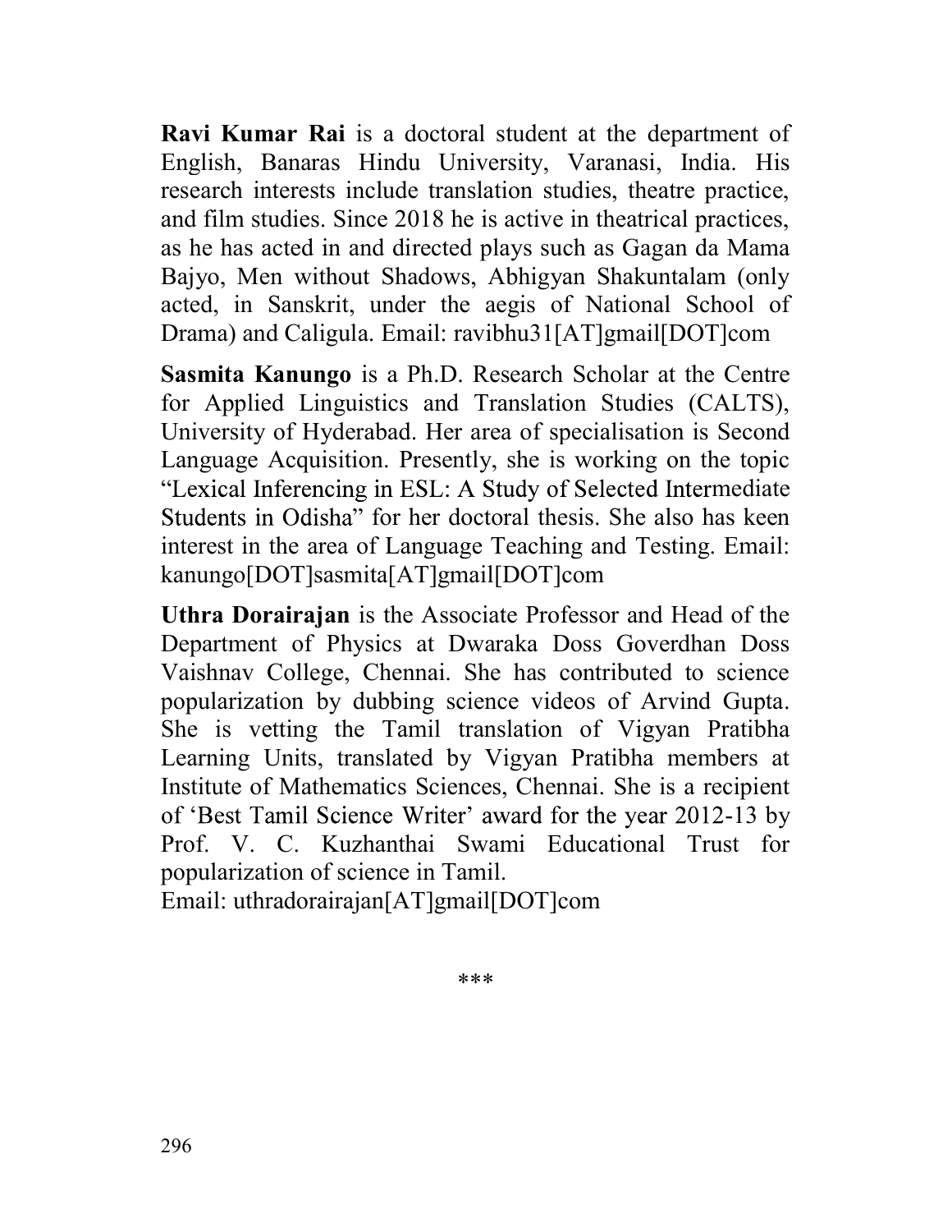**Ravi Kumar Rai** is a doctoral student at the department of English, Banaras Hindu University, Varanasi, India. His research interests include translation studies, theatre practice, and film studies. Since 2018 he is active in theatrical practices, as he has acted in and directed plays such as Gagan da Mama Bajyo, Men without Shadows, Abhigyan Shakuntalam (only acted, in Sanskrit, under the aegis of National School of Drama) and Caligula. Email: ravibhu31[AT]gmail[DOT]com

**Sasmita Kanungo** is a Ph.D. Research Scholar at the Centre for Applied Linguistics and Translation Studies (CALTS), University of Hyderabad. Her area of specialisation is Second Language Acquisition. Presently, she is working on the topic "Lexical Inferencing in ESL: A Study of Selected Intermediate Students in Odisha" for her doctoral thesis. She also has keen interest in the area of Language Teaching and Testing. Email: kanungo[DOT]sasmita[AT]gmail[DOT]com

**Uthra Dorairajan** is the Associate Professor and Head of the Department of Physics at Dwaraka Doss Goverdhan Doss Vaishnav College, Chennai. She has contributed to science popularization by dubbing science videos of Arvind Gupta. She is vetting the Tamil translation of Vigyan Pratibha Learning Units, translated by Vigyan Pratibha members at Institute of Mathematics Sciences, Chennai. She is a recipient of 'Best Tamil Science Writer' award for the year 2012-13 by Prof. V. C. Kuzhanthai Swami Educational Trust for popularization of science in Tamil.
Email: uthradorairajan[AT]gmail[DOT]com

***